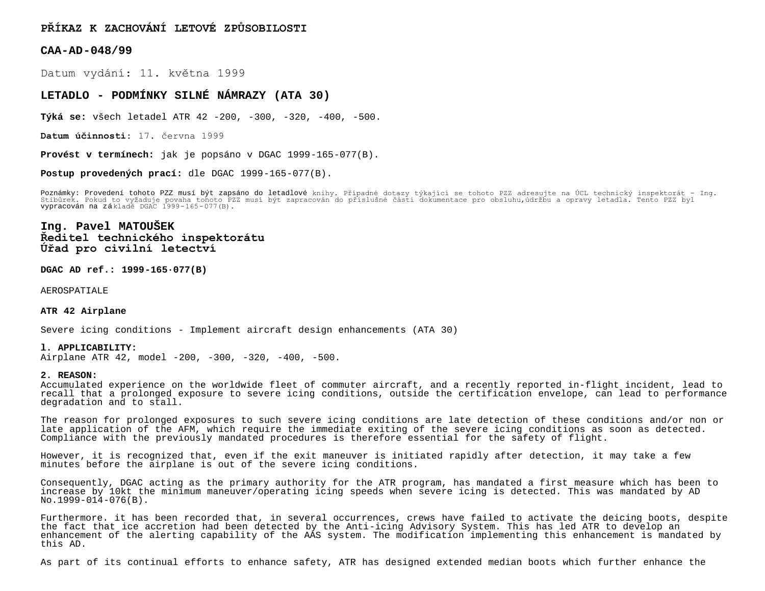**PŘÍKAZ K ZACHOVÁNÍ LETOVÉ ZPŮSOBILOSTI**

**CAA-AD-048/99**

Datum vydání: 11. května 1999

**LETADLO - PODMÍNKY SILNÉ NÁMRAZY (ATA 30)**

**Týká se:** všech letadel ATR 42 -200, -300, -320, -400, -500.

**Datum účinnosti:** 17. června 1999

**Provést v termínech:** jak je popsáno v DGAC 1999-165-077(B).

**Postup provedených prací:** dle DGAC 1999-165-077(B).

Poznámky: Provedení tohoto PZZ musí být zapsáno do letadlové knihy. Případné dotazy týkající se tohoto PZZ adresujte na ÚCL technický inspektorát - Ing. Stibůrek. Pokud to vyžaduje povaha tohoto PZZ musí být zapracován do příslušné části dokumentace pro obsluhu,údržbu a opravy letadla. Tento PZZ byl vypracován na základě DGAC 1999-165-077(B).

**Ing. Pavel MATOUŠEK**
**Ředitel technického inspektorátu**
**Úřad pro civilní letectví**

**DGAC AD ref.: 1999-165·077(B)**

AEROSPATIALE

**ATR 42 Airplane**

Severe icing conditions - Implement aircraft design enhancements (ATA 30)

**l. APPLICABILITY:**
Airplane ATR 42, model -200, -300, -320, -400, -500.

**2. REASON:**
Accumulated experience on the worldwide fleet of commuter aircraft, and a recently reported in-flight incident, lead to recall that a prolonged exposure to severe icing conditions, outside the certification envelope, can lead to performance degradation and to stall.

The reason for prolonged exposures to such severe icing conditions are late detection of these conditions and/or non or late application of the AFM, which require the immediate exiting of the severe icing conditions as soon as detected. Compliance with the previously mandated procedures is therefore essential for the safety of flight.

However, it is recognized that, even if the exit maneuver is initiated rapidly after detection, it may take a few minutes before the airplane is out of the severe icing conditions.

Consequently, DGAC acting as the primary authority for the ATR program, has mandated a first measure which has been to increase by 10kt the minimum maneuver/operating icing speeds when severe icing is detected. This was mandated by AD No.1999-014-076(B).

Furthermore. it has been recorded that, in several occurrences, crews have failed to activate the deicing boots, despite the fact that ice accretion had been detected by the Anti-icing Advisory System. This has led ATR to develop an enhancement of the alerting capability of the AAS system. The modification implementing this enhancement is mandated by this AD.

As part of its continual efforts to enhance safety, ATR has designed extended median boots which further enhance the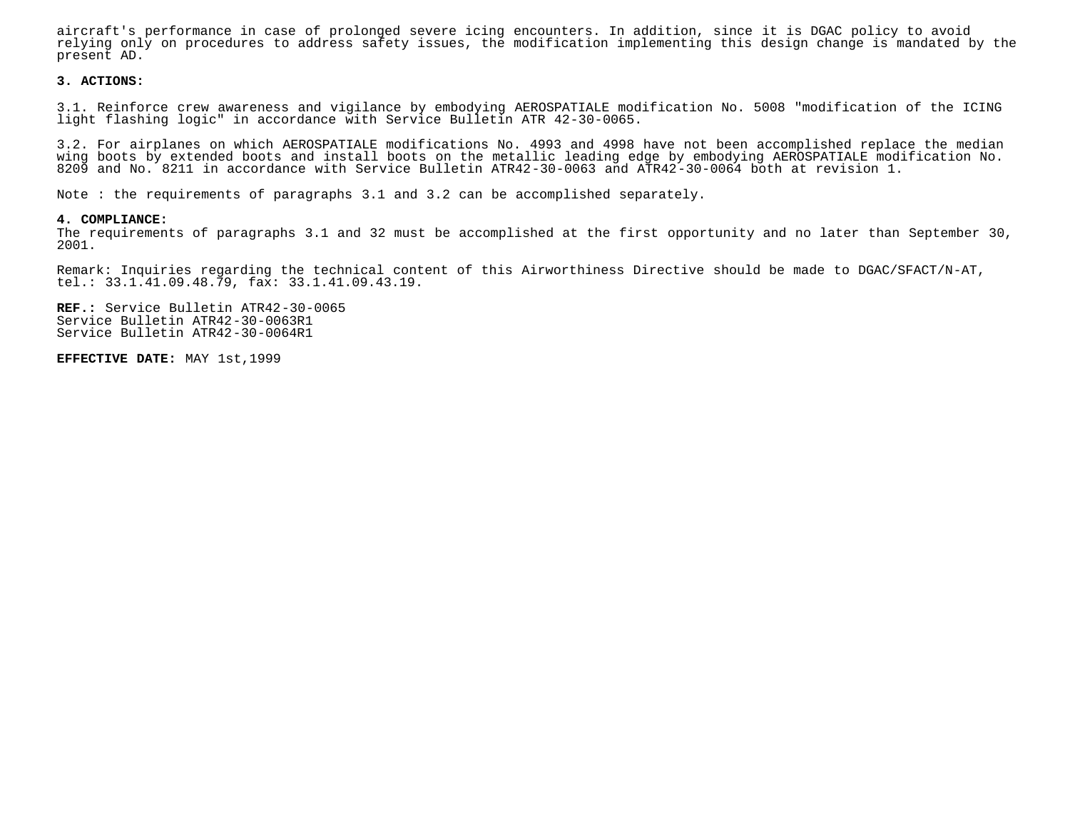aircraft's performance in case of prolonged severe icing encounters. In addition, since it is DGAC policy to avoid relying only on procedures to address safety issues, the modification implementing this design change is mandated by the present AD.

**3. ACTIONS:**

3.1. Reinforce crew awareness and vigilance by embodying AEROSPATIALE modification No. 5008 "modification of the ICING light flashing logic" in accordance with Service Bulletin ATR 42-30-0065.

3.2. For airplanes on which AEROSPATIALE modifications No. 4993 and 4998 have not been accomplished replace the median wing boots by extended boots and install boots on the metallic leading edge by embodying AEROSPATIALE modification No. 8209 and No. 8211 in accordance with Service Bulletin ATR42-30-0063 and ATR42-30-0064 both at revision 1.

Note : the requirements of paragraphs 3.1 and 3.2 can be accomplished separately.

**4. COMPLIANCE:**
The requirements of paragraphs 3.1 and 32 must be accomplished at the first opportunity and no later than September 30, 2001.

Remark: Inquiries regarding the technical content of this Airworthiness Directive should be made to DGAC/SFACT/N-AT, tel.: 33.1.41.09.48.79, fax: 33.1.41.09.43.19.

**REF.:** Service Bulletin ATR42-30-0065
Service Bulletin ATR42-30-0063R1
Service Bulletin ATR42-30-0064R1

**EFFECTIVE DATE:** MAY 1st,1999